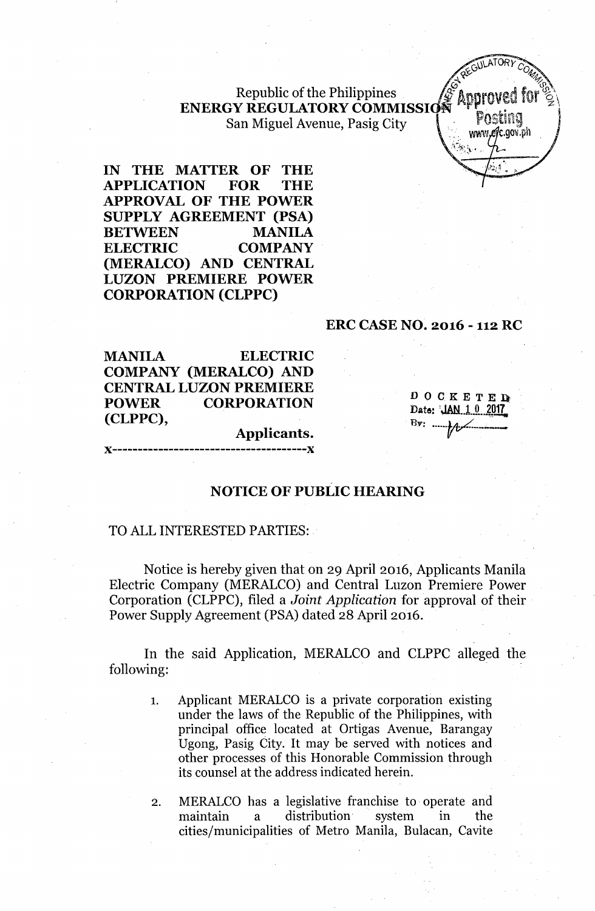Republic of the Philippines
**ENERGY REGULATORY COMMISSION**
San Miguel Avenue, Pasig City

Approved for Posting
www.erc.gov.ph

**IN THE MATTER OF THE APPLICATION FOR THE APPROVAL OF THE POWER SUPPLY AGREEMENT (PSA) BETWEEN MANILA ELECTRIC COMPANY (MERALCO) AND CENTRAL LUZON PREMIERE POWER CORPORATION (CLPPC)**

**ERC CASE NO. 2016 - 112 RC**

**MANILA ELECTRIC COMPANY (MERALCO) AND CENTRAL LUZON PREMIERE POWER CORPORATION (CLPPC),**
**Applicants.**
x--------------------------------------x

DOCKETED
Date: JAN 10 2017
By: ____

## NOTICE OF PUBLIC HEARING

TO ALL INTERESTED PARTIES:

Notice is hereby given that on 29 April 2016, Applicants Manila Electric Company (MERALCO) and Central Luzon Premiere Power Corporation (CLPPC), filed a *Joint Application* for approval of their Power Supply Agreement (PSA) dated 28 April 2016.

In the said Application, MERALCO and CLPPC alleged the following:

1. Applicant MERALCO is a private corporation existing under the laws of the Republic of the Philippines, with principal office located at Ortigas Avenue, Barangay Ugong, Pasig City. It may be served with notices and other processes of this Honorable Commission through its counsel at the address indicated herein.

2. MERALCO has a legislative franchise to operate and maintain a distribution system in the cities/municipalities of Metro Manila, Bulacan, Cavite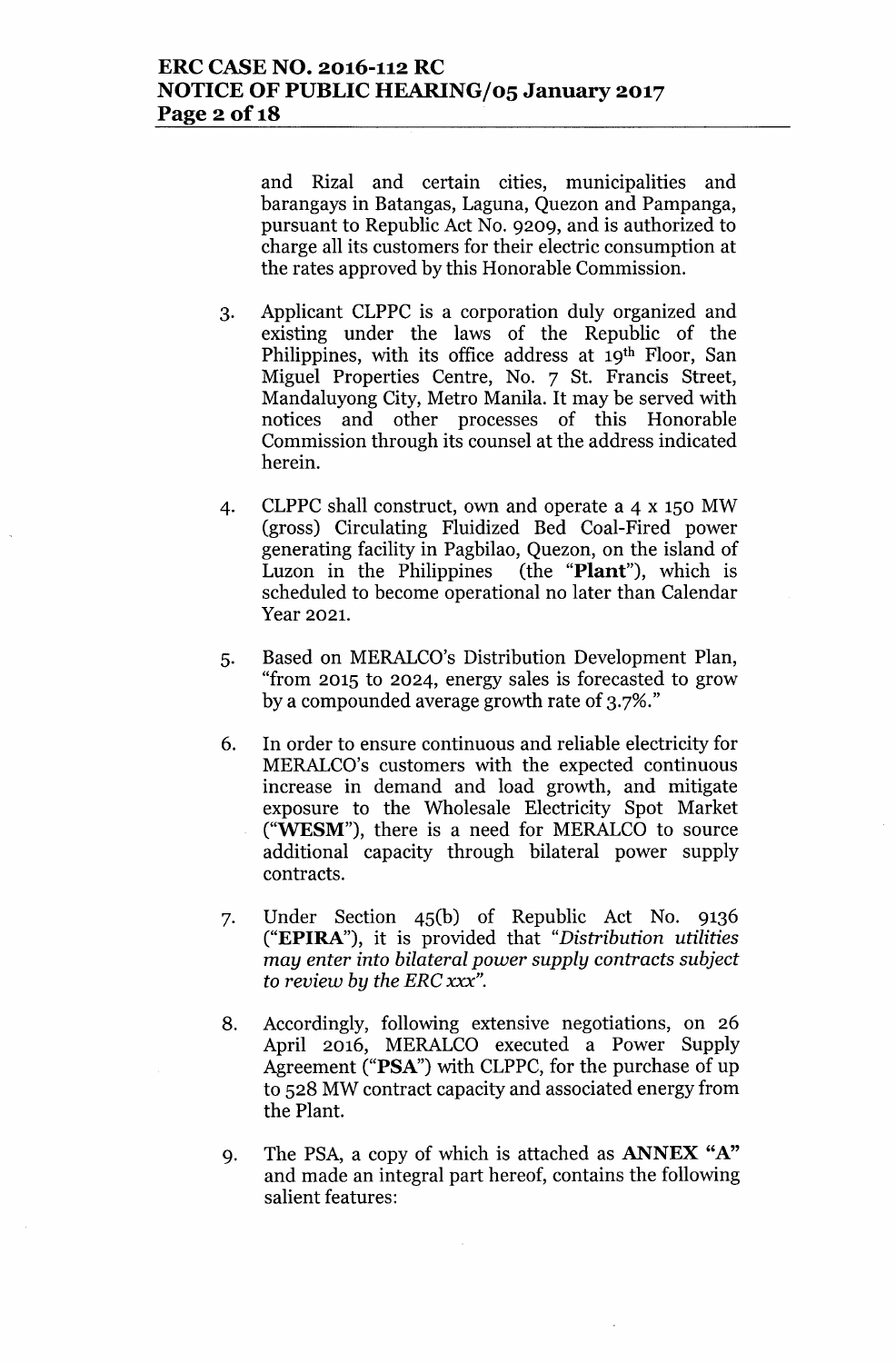and Rizal and certain cities, municipalities and barangays in Batangas, Laguna, Quezon and Pampanga, pursuant to Republic Act No. 9209, and is authorized to charge all its customers for their electric consumption at the rates approved by this Honorable Commission.

3. Applicant CLPPC is a corporation duly organized and existing under the laws of the Republic of the Philippines, with its office address at 19th Floor, San Miguel Properties Centre, No. 7 St. Francis Street, Mandaluyong City, Metro Manila. It may be served with notices and other processes of this Honorable Commission through its counsel at the address indicated herein.

4. CLPPC shall construct, own and operate a 4 x 150 MW (gross) Circulating Fluidized Bed Coal-Fired power generating facility in Pagbilao, Quezon, on the island of Luzon in the Philippines (the "**Plant**"), which is scheduled to become operational no later than Calendar Year 2021.

5. Based on MERALCO's Distribution Development Plan, "from 2015 to 2024, energy sales is forecasted to grow by a compounded average growth rate of 3.7%."

6. In order to ensure continuous and reliable electricity for MERALCO's customers with the expected continuous increase in demand and load growth, and mitigate exposure to the Wholesale Electricity Spot Market ("**WESM**"), there is a need for MERALCO to source additional capacity through bilateral power supply contracts.

7. Under Section 45(b) of Republic Act No. 9136 ("**EPIRA**"), it is provided that "*Distribution utilities may enter into bilateral power supply contracts subject to review by the ERC xxx*".

8. Accordingly, following extensive negotiations, on 26 April 2016, MERALCO executed a Power Supply Agreement ("**PSA**") with CLPPC, for the purchase of up to 528 MW contract capacity and associated energy from the Plant.

9. The PSA, a copy of which is attached as **ANNEX "A"** and made an integral part hereof, contains the following salient features: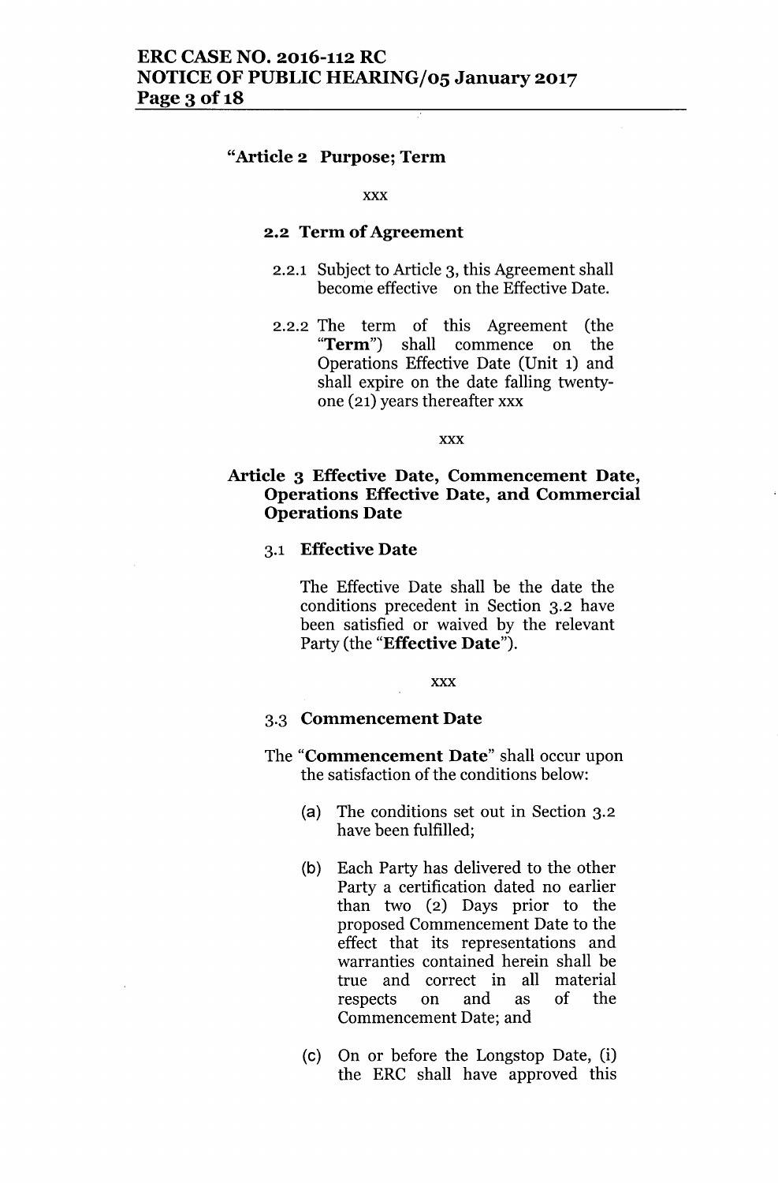**"Article 2 Purpose; Term**

xxx

**2.2 Term of Agreement**

2.2.1 Subject to Article 3, this Agreement shall become effective on the Effective Date.

2.2.2 The term of this Agreement (the "**Term**") shall commence on the Operations Effective Date (Unit 1) and shall expire on the date falling twenty-one (21) years thereafter xxx

xxx

**Article 3 Effective Date, Commencement Date, Operations Effective Date, and Commercial Operations Date**

**3.1 Effective Date**

The Effective Date shall be the date the conditions precedent in Section 3.2 have been satisfied or waived by the relevant Party (the "**Effective Date**").

xxx

**3.3 Commencement Date**

The "**Commencement Date**" shall occur upon the satisfaction of the conditions below:

(a) The conditions set out in Section 3.2 have been fulfilled;

(b) Each Party has delivered to the other Party a certification dated no earlier than two (2) Days prior to the proposed Commencement Date to the effect that its representations and warranties contained herein shall be true and correct in all material respects on and as of the Commencement Date; and

(c) On or before the Longstop Date, (i) the ERC shall have approved this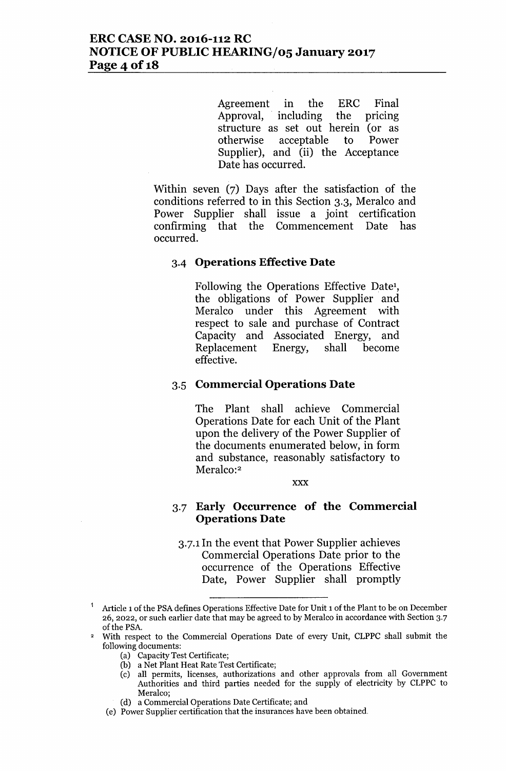Agreement in the ERC Final Approval, including the pricing structure as set out herein (or as otherwise acceptable to Power Supplier), and (ii) the Acceptance Date has occurred.

Within seven (7) Days after the satisfaction of the conditions referred to in this Section 3.3, Meralco and Power Supplier shall issue a joint certification confirming that the Commencement Date has occurred.

### 3.4 Operations Effective Date

Following the Operations Effective Date[1], the obligations of Power Supplier and Meralco under this Agreement with respect to sale and purchase of Contract Capacity and Associated Energy, and Replacement Energy, shall become effective.

### 3.5 Commercial Operations Date

The Plant shall achieve Commercial Operations Date for each Unit of the Plant upon the delivery of the Power Supplier of the documents enumerated below, in form and substance, reasonably satisfactory to Meralco:[2]

xxx

### 3.7 Early Occurrence of the Commercial Operations Date

3.7.1 In the event that Power Supplier achieves Commercial Operations Date prior to the occurrence of the Operations Effective Date, Power Supplier shall promptly

---

[1] Article 1 of the PSA defines Operations Effective Date for Unit 1 of the Plant to be on December 26, 2022, or such earlier date that may be agreed to by Meralco in accordance with Section 3.7 of the PSA.

[2] With respect to the Commercial Operations Date of every Unit, CLPPC shall submit the following documents:

(a) Capacity Test Certificate;
(b) a Net Plant Heat Rate Test Certificate;
(c) all permits, licenses, authorizations and other approvals from all Government Authorities and third parties needed for the supply of electricity by CLPPC to Meralco;
(d) a Commercial Operations Date Certificate; and
(e) Power Supplier certification that the insurances have been obtained.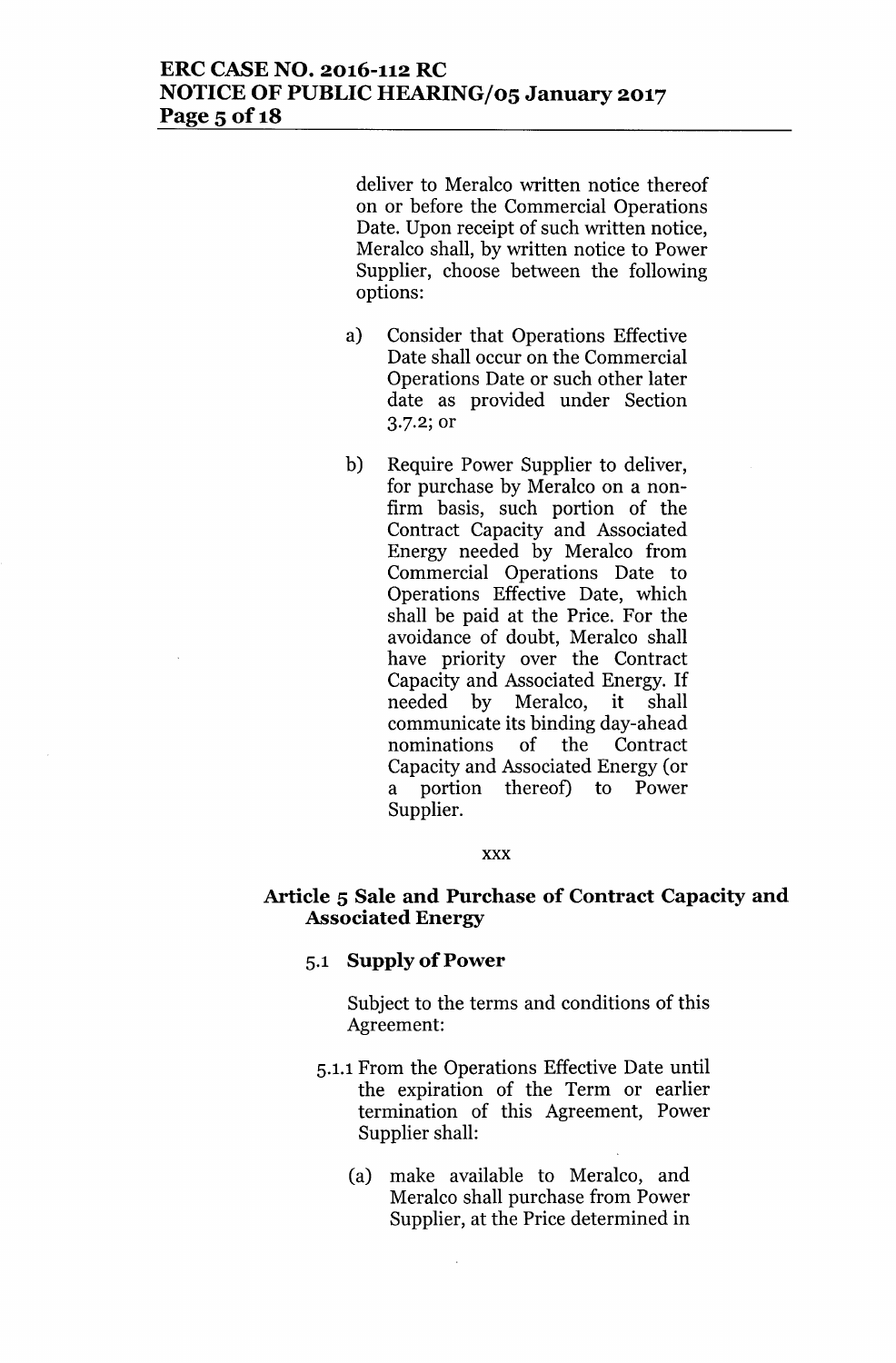deliver to Meralco written notice thereof on or before the Commercial Operations Date. Upon receipt of such written notice, Meralco shall, by written notice to Power Supplier, choose between the following options:

a) Consider that Operations Effective Date shall occur on the Commercial Operations Date or such other later date as provided under Section 3.7.2; or

b) Require Power Supplier to deliver, for purchase by Meralco on a non-firm basis, such portion of the Contract Capacity and Associated Energy needed by Meralco from Commercial Operations Date to Operations Effective Date, which shall be paid at the Price. For the avoidance of doubt, Meralco shall have priority over the Contract Capacity and Associated Energy. If needed by Meralco, it shall communicate its binding day-ahead nominations of the Contract Capacity and Associated Energy (or a portion thereof) to Power Supplier.

xxx

## Article 5 Sale and Purchase of Contract Capacity and Associated Energy

### 5.1 Supply of Power

Subject to the terms and conditions of this Agreement:

5.1.1 From the Operations Effective Date until the expiration of the Term or earlier termination of this Agreement, Power Supplier shall:

(a) make available to Meralco, and Meralco shall purchase from Power Supplier, at the Price determined in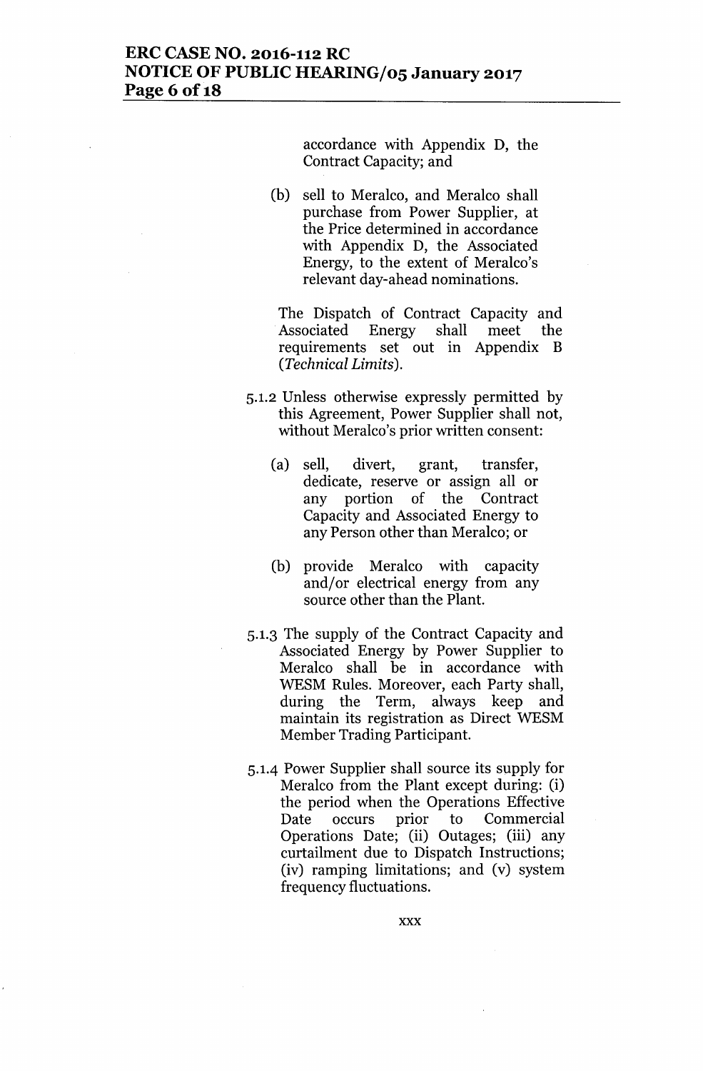accordance with Appendix D, the Contract Capacity; and

(b) sell to Meralco, and Meralco shall purchase from Power Supplier, at the Price determined in accordance with Appendix D, the Associated Energy, to the extent of Meralco's relevant day-ahead nominations.

The Dispatch of Contract Capacity and Associated Energy shall meet the requirements set out in Appendix B (*Technical Limits*).

5.1.2 Unless otherwise expressly permitted by this Agreement, Power Supplier shall not, without Meralco's prior written consent:

(a) sell, divert, grant, transfer, dedicate, reserve or assign all or any portion of the Contract Capacity and Associated Energy to any Person other than Meralco; or

(b) provide Meralco with capacity and/or electrical energy from any source other than the Plant.

5.1.3 The supply of the Contract Capacity and Associated Energy by Power Supplier to Meralco shall be in accordance with WESM Rules. Moreover, each Party shall, during the Term, always keep and maintain its registration as Direct WESM Member Trading Participant.

5.1.4 Power Supplier shall source its supply for Meralco from the Plant except during: (i) the period when the Operations Effective Date occurs prior to Commercial Operations Date; (ii) Outages; (iii) any curtailment due to Dispatch Instructions; (iv) ramping limitations; and (v) system frequency fluctuations.

xxx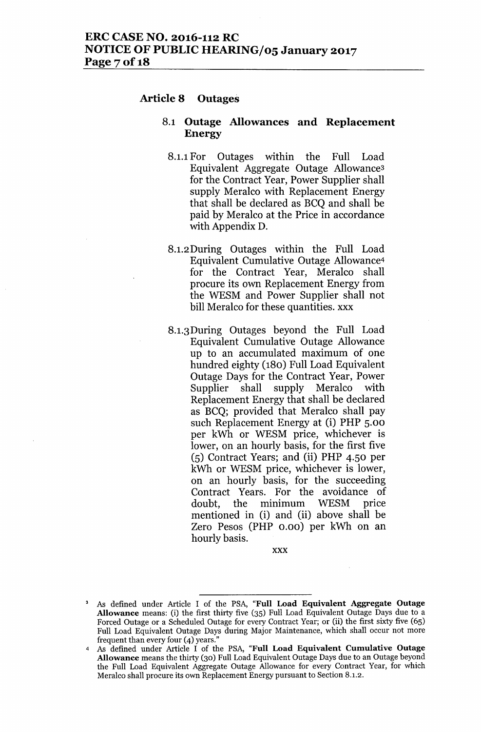### Article 8 Outages

#### 8.1 Outage Allowances and Replacement Energy

8.1.1 For Outages within the Full Load Equivalent Aggregate Outage Allowance[3] for the Contract Year, Power Supplier shall supply Meralco with Replacement Energy that shall be declared as BCQ and shall be paid by Meralco at the Price in accordance with Appendix D.

8.1.2 During Outages within the Full Load Equivalent Cumulative Outage Allowance[4] for the Contract Year, Meralco shall procure its own Replacement Energy from the WESM and Power Supplier shall not bill Meralco for these quantities. xxx

8.1.3 During Outages beyond the Full Load Equivalent Cumulative Outage Allowance up to an accumulated maximum of one hundred eighty (180) Full Load Equivalent Outage Days for the Contract Year, Power Supplier shall supply Meralco with Replacement Energy that shall be declared as BCQ; provided that Meralco shall pay such Replacement Energy at (i) PHP 5.00 per kWh or WESM price, whichever is lower, on an hourly basis, for the first five (5) Contract Years; and (ii) PHP 4.50 per kWh or WESM price, whichever is lower, on an hourly basis, for the succeeding Contract Years. For the avoidance of doubt, the minimum WESM price mentioned in (i) and (ii) above shall be Zero Pesos (PHP 0.00) per kWh on an hourly basis.

xxx

---

[3] As defined under Article I of the PSA, "**Full Load Equivalent Aggregate Outage Allowance** means: (i) the first thirty five (35) Full Load Equivalent Outage Days due to a Forced Outage or a Scheduled Outage for every Contract Year; or (ii) the first sixty five (65) Full Load Equivalent Outage Days during Major Maintenance, which shall occur not more frequent than every four (4) years."

[4] As defined under Article I of the PSA, "**Full Load Equivalent Cumulative Outage Allowance** means the thirty (30) Full Load Equivalent Outage Days due to an Outage beyond the Full Load Equivalent Aggregate Outage Allowance for every Contract Year, for which Meralco shall procure its own Replacement Energy pursuant to Section 8.1.2.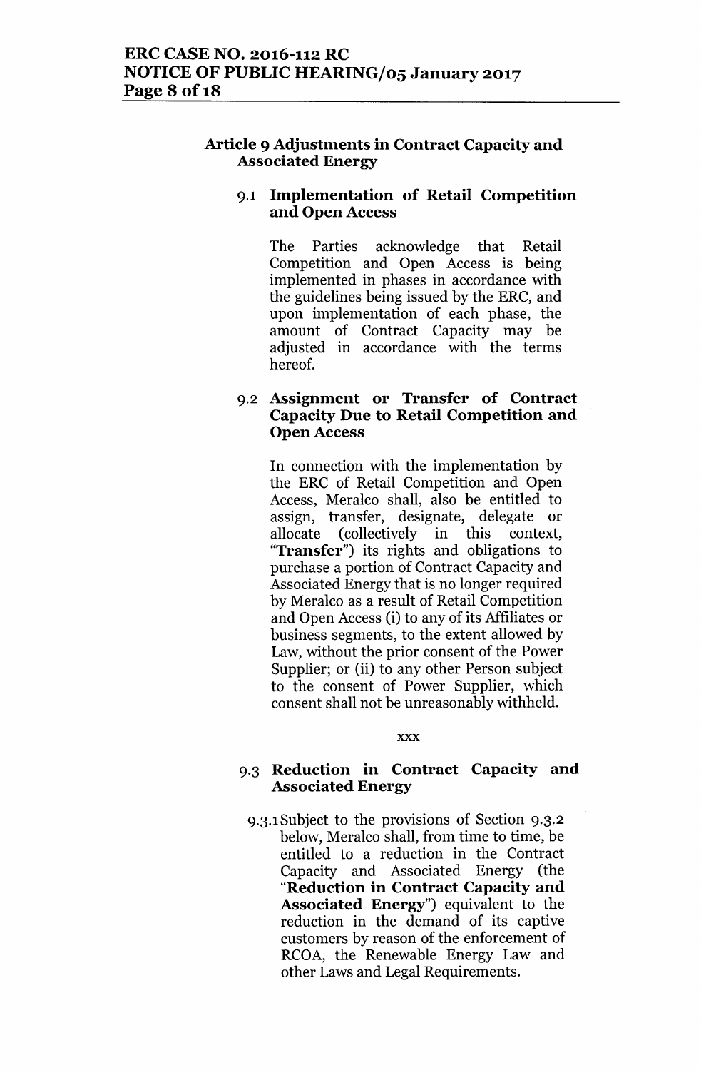### Article 9 Adjustments in Contract Capacity and Associated Energy

#### 9.1 Implementation of Retail Competition and Open Access

The Parties acknowledge that Retail Competition and Open Access is being implemented in phases in accordance with the guidelines being issued by the ERC, and upon implementation of each phase, the amount of Contract Capacity may be adjusted in accordance with the terms hereof.

#### 9.2 Assignment or Transfer of Contract Capacity Due to Retail Competition and Open Access

In connection with the implementation by the ERC of Retail Competition and Open Access, Meralco shall, also be entitled to assign, transfer, designate, delegate or allocate (collectively in this context, "**Transfer**") its rights and obligations to purchase a portion of Contract Capacity and Associated Energy that is no longer required by Meralco as a result of Retail Competition and Open Access (i) to any of its Affiliates or business segments, to the extent allowed by Law, without the prior consent of the Power Supplier; or (ii) to any other Person subject to the consent of Power Supplier, which consent shall not be unreasonably withheld.

xxx

#### 9.3 Reduction in Contract Capacity and Associated Energy

9.3.1 Subject to the provisions of Section 9.3.2 below, Meralco shall, from time to time, be entitled to a reduction in the Contract Capacity and Associated Energy (the "**Reduction in Contract Capacity and Associated Energy**") equivalent to the reduction in the demand of its captive customers by reason of the enforcement of RCOA, the Renewable Energy Law and other Laws and Legal Requirements.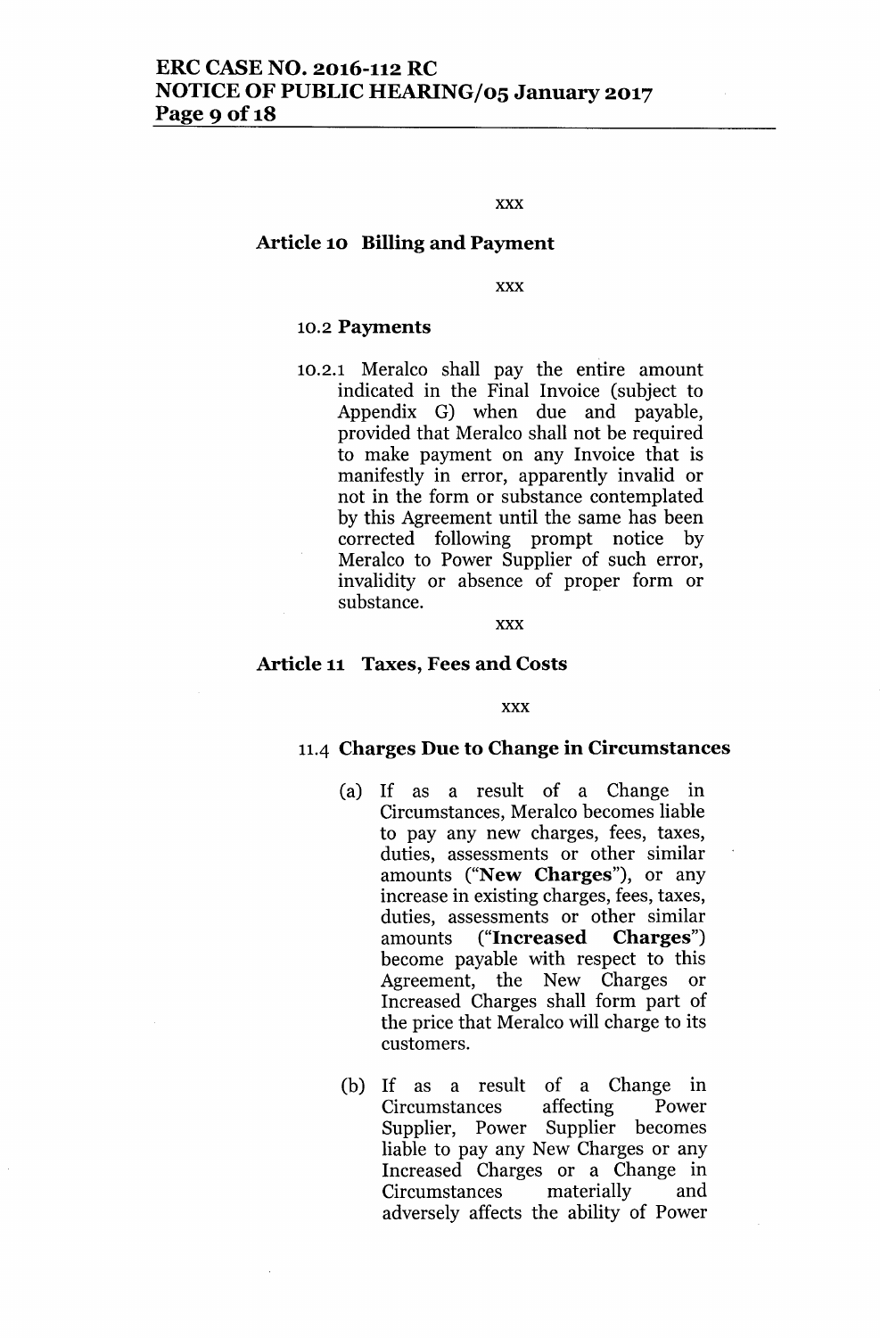xxx

### Article 10 Billing and Payment

xxx

#### 10.2 Payments

10.2.1 Meralco shall pay the entire amount indicated in the Final Invoice (subject to Appendix G) when due and payable, provided that Meralco shall not be required to make payment on any Invoice that is manifestly in error, apparently invalid or not in the form or substance contemplated by this Agreement until the same has been corrected following prompt notice by Meralco to Power Supplier of such error, invalidity or absence of proper form or substance.

xxx

### Article 11 Taxes, Fees and Costs

xxx

#### 11.4 Charges Due to Change in Circumstances

(a) If as a result of a Change in Circumstances, Meralco becomes liable to pay any new charges, fees, taxes, duties, assessments or other similar amounts ("**New Charges**"), or any increase in existing charges, fees, taxes, duties, assessments or other similar amounts ("**Increased Charges**") become payable with respect to this Agreement, the New Charges or Increased Charges shall form part of the price that Meralco will charge to its customers.

(b) If as a result of a Change in Circumstances affecting Power Supplier, Power Supplier becomes liable to pay any New Charges or any Increased Charges or a Change in Circumstances materially and adversely affects the ability of Power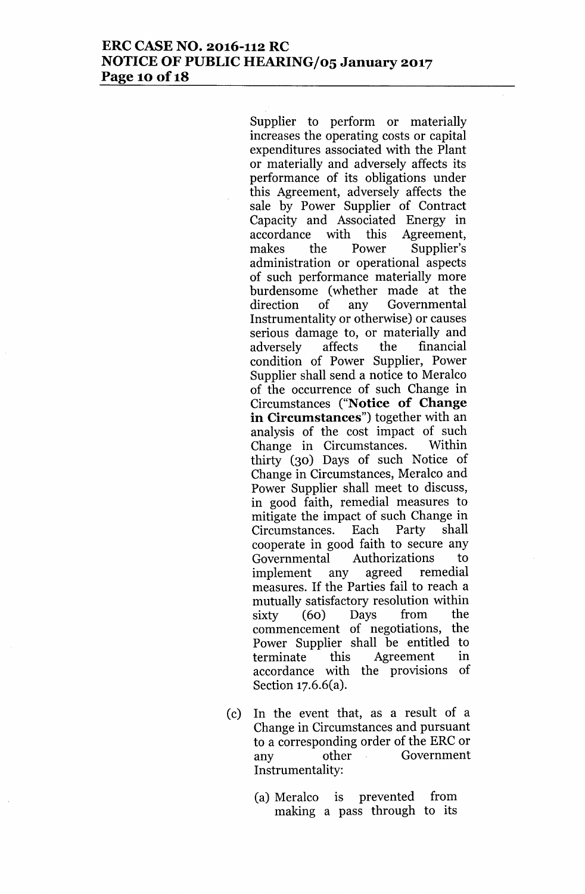Supplier to perform or materially increases the operating costs or capital expenditures associated with the Plant or materially and adversely affects its performance of its obligations under this Agreement, adversely affects the sale by Power Supplier of Contract Capacity and Associated Energy in accordance with this Agreement, makes the Power Supplier's administration or operational aspects of such performance materially more burdensome (whether made at the direction of any Governmental Instrumentality or otherwise) or causes serious damage to, or materially and adversely affects the financial condition of Power Supplier, Power Supplier shall send a notice to Meralco of the occurrence of such Change in Circumstances ("**Notice of Change in Circumstances**") together with an analysis of the cost impact of such Change in Circumstances. Within thirty (30) Days of such Notice of Change in Circumstances, Meralco and Power Supplier shall meet to discuss, in good faith, remedial measures to mitigate the impact of such Change in Circumstances. Each Party shall cooperate in good faith to secure any Governmental Authorizations to implement any agreed remedial measures. If the Parties fail to reach a mutually satisfactory resolution within sixty (60) Days from the commencement of negotiations, the Power Supplier shall be entitled to terminate this Agreement in accordance with the provisions of Section 17.6.6(a).

(c) In the event that, as a result of a Change in Circumstances and pursuant to a corresponding order of the ERC or any other Government Instrumentality:

(a) Meralco is prevented from making a pass through to its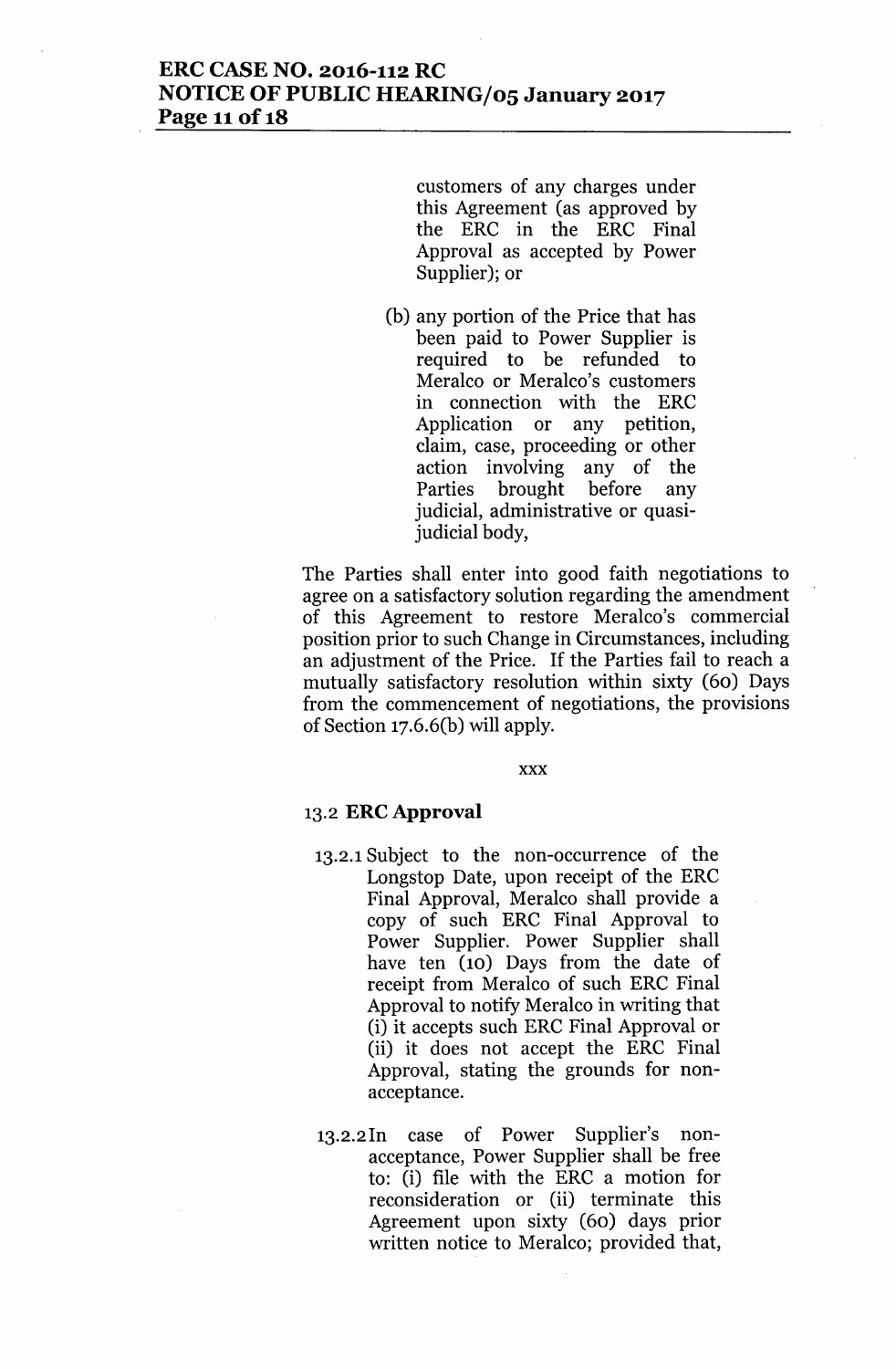customers of any charges under this Agreement (as approved by the ERC in the ERC Final Approval as accepted by Power Supplier); or

(b) any portion of the Price that has been paid to Power Supplier is required to be refunded to Meralco or Meralco's customers in connection with the ERC Application or any petition, claim, case, proceeding or other action involving any of the Parties brought before any judicial, administrative or quasi-judicial body,

The Parties shall enter into good faith negotiations to agree on a satisfactory solution regarding the amendment of this Agreement to restore Meralco's commercial position prior to such Change in Circumstances, including an adjustment of the Price. If the Parties fail to reach a mutually satisfactory resolution within sixty (60) Days from the commencement of negotiations, the provisions of Section 17.6.6(b) will apply.

xxx

13.2 **ERC Approval**

13.2.1 Subject to the non-occurrence of the Longstop Date, upon receipt of the ERC Final Approval, Meralco shall provide a copy of such ERC Final Approval to Power Supplier. Power Supplier shall have ten (10) Days from the date of receipt from Meralco of such ERC Final Approval to notify Meralco in writing that (i) it accepts such ERC Final Approval or (ii) it does not accept the ERC Final Approval, stating the grounds for non-acceptance.

13.2.2 In case of Power Supplier's non-acceptance, Power Supplier shall be free to: (i) file with the ERC a motion for reconsideration or (ii) terminate this Agreement upon sixty (60) days prior written notice to Meralco; provided that,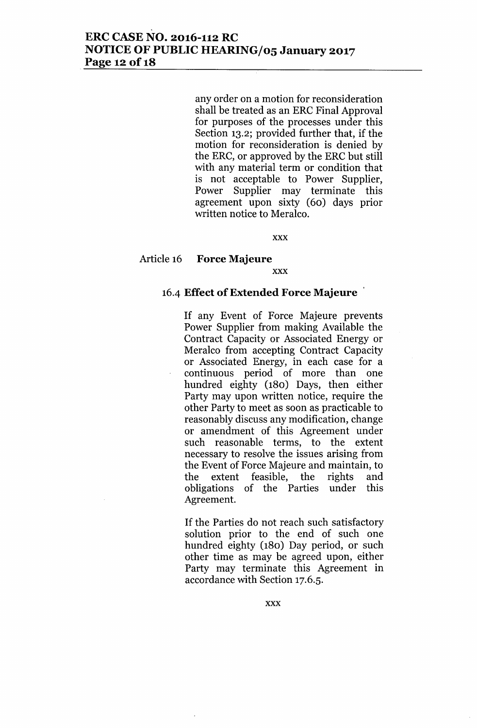any order on a motion for reconsideration shall be treated as an ERC Final Approval for purposes of the processes under this Section 13.2; provided further that, if the motion for reconsideration is denied by the ERC, or approved by the ERC but still with any material term or condition that is not acceptable to Power Supplier, Power Supplier may terminate this agreement upon sixty (60) days prior written notice to Meralco.

xxx

Article 16 **Force Majeure**

xxx

**16.4 Effect of Extended Force Majeure**

If any Event of Force Majeure prevents Power Supplier from making Available the Contract Capacity or Associated Energy or Meralco from accepting Contract Capacity or Associated Energy, in each case for a continuous period of more than one hundred eighty (180) Days, then either Party may upon written notice, require the other Party to meet as soon as practicable to reasonably discuss any modification, change or amendment of this Agreement under such reasonable terms, to the extent necessary to resolve the issues arising from the Event of Force Majeure and maintain, to the extent feasible, the rights and obligations of the Parties under this Agreement.

If the Parties do not reach such satisfactory solution prior to the end of such one hundred eighty (180) Day period, or such other time as may be agreed upon, either Party may terminate this Agreement in accordance with Section 17.6.5.

xxx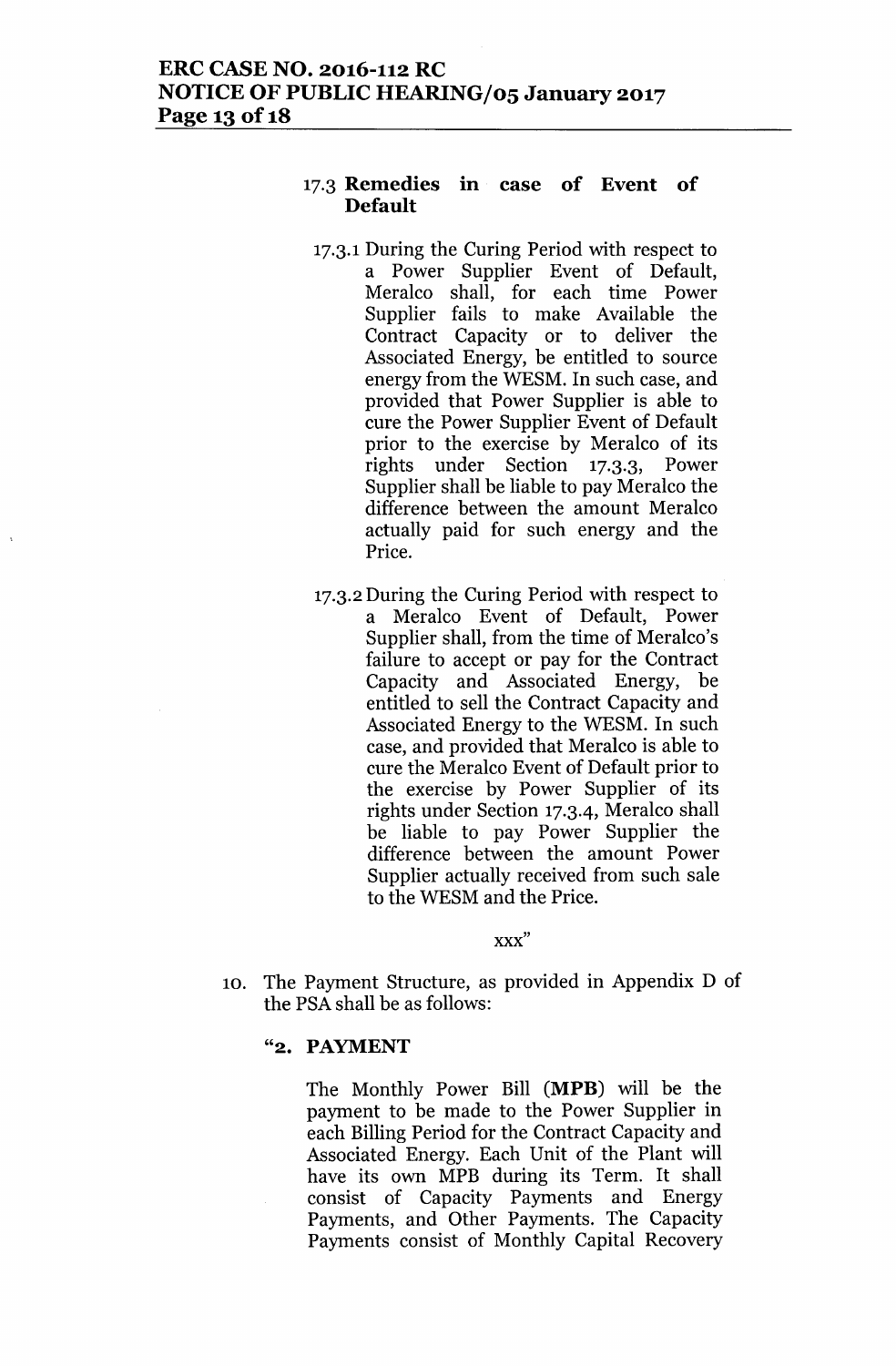### 17.3 Remedies in case of Event of Default

17.3.1 During the Curing Period with respect to a Power Supplier Event of Default, Meralco shall, for each time Power Supplier fails to make Available the Contract Capacity or to deliver the Associated Energy, be entitled to source energy from the WESM. In such case, and provided that Power Supplier is able to cure the Power Supplier Event of Default prior to the exercise by Meralco of its rights under Section 17.3.3, Power Supplier shall be liable to pay Meralco the difference between the amount Meralco actually paid for such energy and the Price.

17.3.2 During the Curing Period with respect to a Meralco Event of Default, Power Supplier shall, from the time of Meralco's failure to accept or pay for the Contract Capacity and Associated Energy, be entitled to sell the Contract Capacity and Associated Energy to the WESM. In such case, and provided that Meralco is able to cure the Meralco Event of Default prior to the exercise by Power Supplier of its rights under Section 17.3.4, Meralco shall be liable to pay Power Supplier the difference between the amount Power Supplier actually received from such sale to the WESM and the Price.

xxx"

10. The Payment Structure, as provided in Appendix D of the PSA shall be as follows:

"**2. PAYMENT**

The Monthly Power Bill (**MPB**) will be the payment to be made to the Power Supplier in each Billing Period for the Contract Capacity and Associated Energy. Each Unit of the Plant will have its own MPB during its Term. It shall consist of Capacity Payments and Energy Payments, and Other Payments. The Capacity Payments consist of Monthly Capital Recovery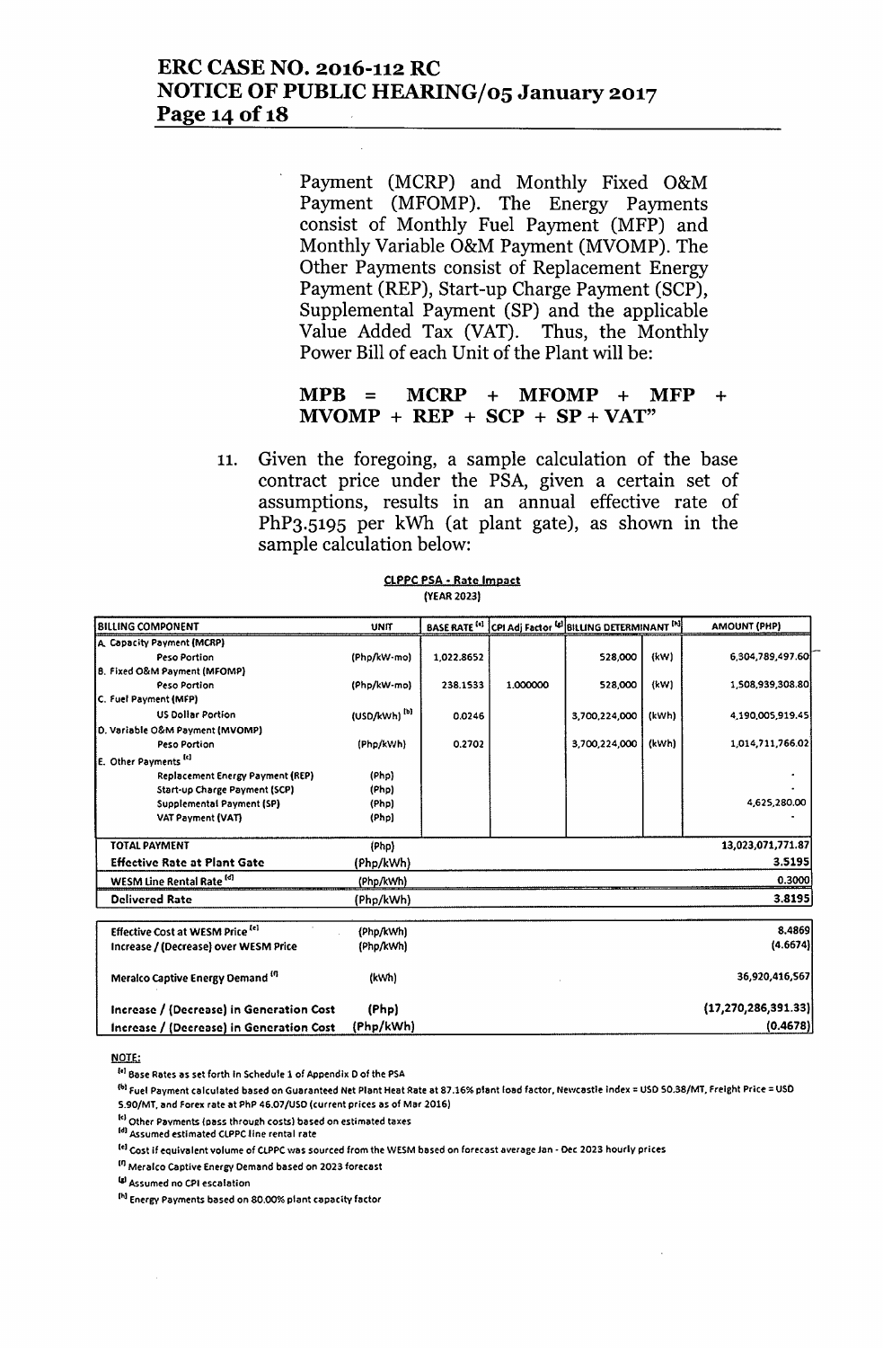Payment (MCRP) and Monthly Fixed O&M Payment (MFOMP). The Energy Payments consist of Monthly Fuel Payment (MFP) and Monthly Variable O&M Payment (MVOMP). The Other Payments consist of Replacement Energy Payment (REP), Start-up Charge Payment (SCP), Supplemental Payment (SP) and the applicable Value Added Tax (VAT). Thus, the Monthly Power Bill of each Unit of the Plant will be:

**MPB = MCRP + MFOMP + MFP + MVOMP + REP + SCP + SP + VAT"**

11. Given the foregoing, a sample calculation of the base contract price under the PSA, given a certain set of assumptions, results in an annual effective rate of PhP3.5195 per kWh (at plant gate), as shown in the sample calculation below:

**CLPPC PSA - Rate Impact**
(YEAR 2023)

| BILLING COMPONENT | UNIT | BASE RATE [a] | CPI Adj Factor [g] | BILLING DETERMINANT [h] | | AMOUNT (PHP) |
|---|---|---|---|---|---|---|
| A. Capacity Payment (MCRP) | | | | | | |
| Peso Portion | (Php/kW-mo) | 1,022.8652 | | 528,000 | (kW) | 6,304,789,497.60 |
| B. Fixed O&M Payment (MFOMP) | | | | | | |
| Peso Portion | (Php/kW-mo) | 238.1533 | 1.000000 | 528,000 | (kW) | 1,508,939,308.80 |
| C. Fuel Payment (MFP) | | | | | | |
| US Dollar Portion | (USD/kWh) [b] | 0.0246 | | 3,700,224,000 | (kWh) | 4,190,005,919.45 |
| D. Variable O&M Payment (MVOMP) | | | | | | |
| Peso Portion | (Php/kWh) | 0.2702 | | 3,700,224,000 | (kWh) | 1,014,711,766.02 |
| E. Other Payments [c] | | | | | | |
| Replacement Energy Payment (REP) | (Php) | | | | | - |
| Start-up Charge Payment (SCP) | (Php) | | | | | - |
| Supplemental Payment (SP) | (Php) | | | | | 4,625,280.00 |
| VAT Payment (VAT) | (Php) | | | | | - |
| TOTAL PAYMENT | (Php) | | | | | 13,023,071,771.87 |
| Effective Rate at Plant Gate | (Php/kWh) | | | | | 3.5195 |
| WESM Line Rental Rate [d] | (Php/kWh) | | | | | 0.3000 |
| Delivered Rate | (Php/kWh) | | | | | 3.8195 |
| Effective Cost at WESM Price [e] | (Php/kWh) | | | | | 8.4869 |
| Increase / (Decrease) over WESM Price | (Php/kWh) | | | | | (4.6674) |
| Meralco Captive Energy Demand [f] | (kWh) | | | | | 36,920,416,567 |
| Increase / (Decrease) in Generation Cost | (Php) | | | | | (17,270,286,391.33) |
| Increase / (Decrease) in Generation Cost | (Php/kWh) | | | | | (0.4678) |

NOTE:

[a] Base Rates as set forth in Schedule 1 of Appendix D of the PSA

[b] Fuel Payment calculated based on Guaranteed Net Plant Heat Rate at 87.16% plant load factor, Newcastle Index = USD 50.38/MT, Freight Price = USD 5.90/MT, and Forex rate at PhP 46.07/USD (current prices as of Mar 2016)

[c] Other Payments (pass through costs) based on estimated taxes

[d] Assumed estimated CLPPC line rental rate

[e] Cost if equivalent volume of CLPPC was sourced from the WESM based on forecast average Jan - Dec 2023 hourly prices

[f] Meralco Captive Energy Demand based on 2023 forecast

[g] Assumed no CPI escalation

[h] Energy Payments based on 80.00% plant capacity factor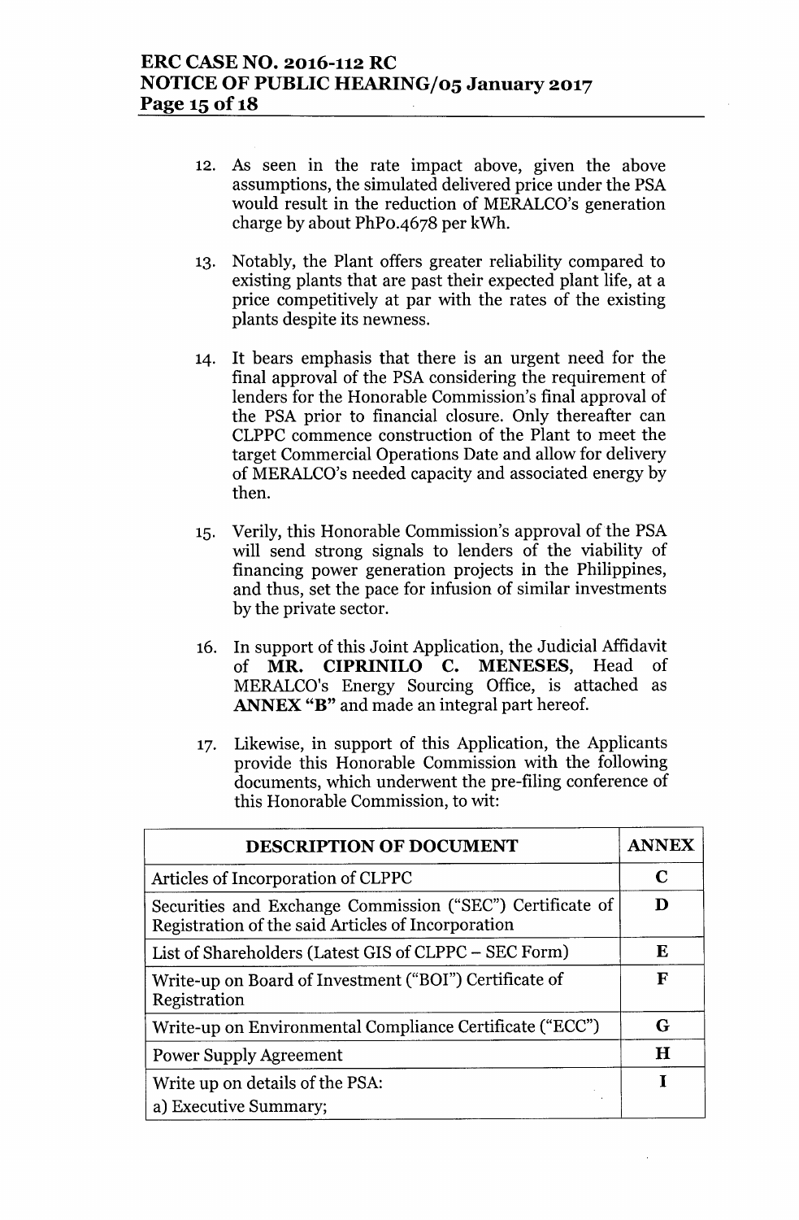12. As seen in the rate impact above, given the above assumptions, the simulated delivered price under the PSA would result in the reduction of MERALCO's generation charge by about PhP0.4678 per kWh.

13. Notably, the Plant offers greater reliability compared to existing plants that are past their expected plant life, at a price competitively at par with the rates of the existing plants despite its newness.

14. It bears emphasis that there is an urgent need for the final approval of the PSA considering the requirement of lenders for the Honorable Commission's final approval of the PSA prior to financial closure. Only thereafter can CLPPC commence construction of the Plant to meet the target Commercial Operations Date and allow for delivery of MERALCO's needed capacity and associated energy by then.

15. Verily, this Honorable Commission's approval of the PSA will send strong signals to lenders of the viability of financing power generation projects in the Philippines, and thus, set the pace for infusion of similar investments by the private sector.

16. In support of this Joint Application, the Judicial Affidavit of **MR. CIPRINILO C. MENESES**, Head of MERALCO's Energy Sourcing Office, is attached as **ANNEX "B"** and made an integral part hereof.

17. Likewise, in support of this Application, the Applicants provide this Honorable Commission with the following documents, which underwent the pre-filing conference of this Honorable Commission, to wit:

| DESCRIPTION OF DOCUMENT | ANNEX |
|---|---|
| Articles of Incorporation of CLPPC | C |
| Securities and Exchange Commission ("SEC") Certificate of Registration of the said Articles of Incorporation | D |
| List of Shareholders (Latest GIS of CLPPC – SEC Form) | E |
| Write-up on Board of Investment ("BOI") Certificate of Registration | F |
| Write-up on Environmental Compliance Certificate ("ECC") | G |
| Power Supply Agreement | H |
| Write up on details of the PSA:<br>a) Executive Summary; | I |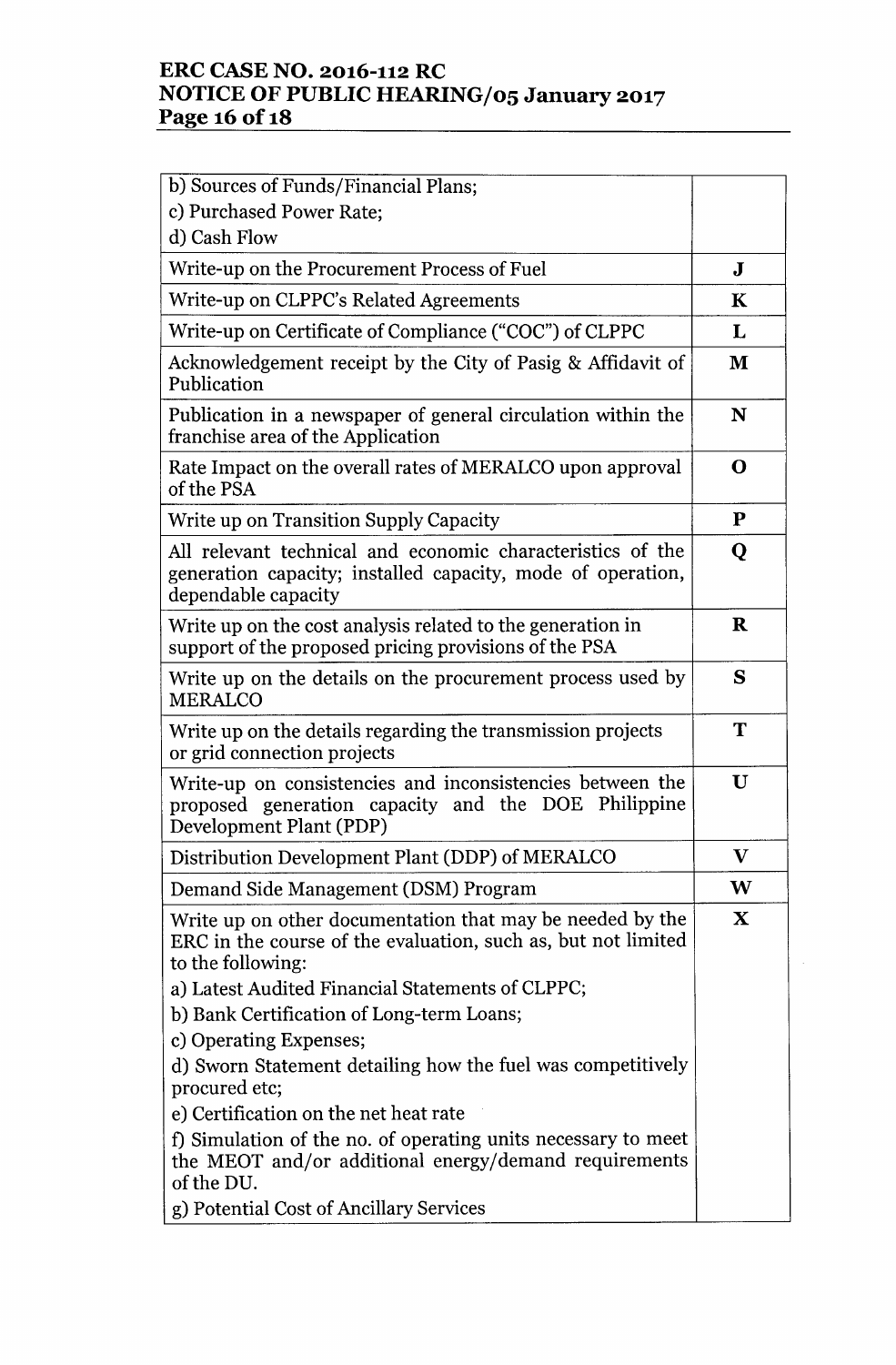| | |
|---|---|
| b) Sources of Funds/Financial Plans;<br>c) Purchased Power Rate;<br>d) Cash Flow | |
| Write-up on the Procurement Process of Fuel | **J** |
| Write-up on CLPPC's Related Agreements | **K** |
| Write-up on Certificate of Compliance ("COC") of CLPPC | **L** |
| Acknowledgement receipt by the City of Pasig & Affidavit of Publication | **M** |
| Publication in a newspaper of general circulation within the franchise area of the Application | **N** |
| Rate Impact on the overall rates of MERALCO upon approval of the PSA | **O** |
| Write up on Transition Supply Capacity | **P** |
| All relevant technical and economic characteristics of the generation capacity; installed capacity, mode of operation, dependable capacity | **Q** |
| Write up on the cost analysis related to the generation in support of the proposed pricing provisions of the PSA | **R** |
| Write up on the details on the procurement process used by MERALCO | **S** |
| Write up on the details regarding the transmission projects or grid connection projects | **T** |
| Write-up on consistencies and inconsistencies between the proposed generation capacity and the DOE Philippine Development Plant (PDP) | **U** |
| Distribution Development Plant (DDP) of MERALCO | **V** |
| Demand Side Management (DSM) Program | **W** |
| Write up on other documentation that may be needed by the ERC in the course of the evaluation, such as, but not limited to the following:<br>a) Latest Audited Financial Statements of CLPPC;<br>b) Bank Certification of Long-term Loans;<br>c) Operating Expenses;<br>d) Sworn Statement detailing how the fuel was competitively procured etc;<br>e) Certification on the net heat rate<br>f) Simulation of the no. of operating units necessary to meet the MEOT and/or additional energy/demand requirements of the DU.<br>g) Potential Cost of Ancillary Services | **X** |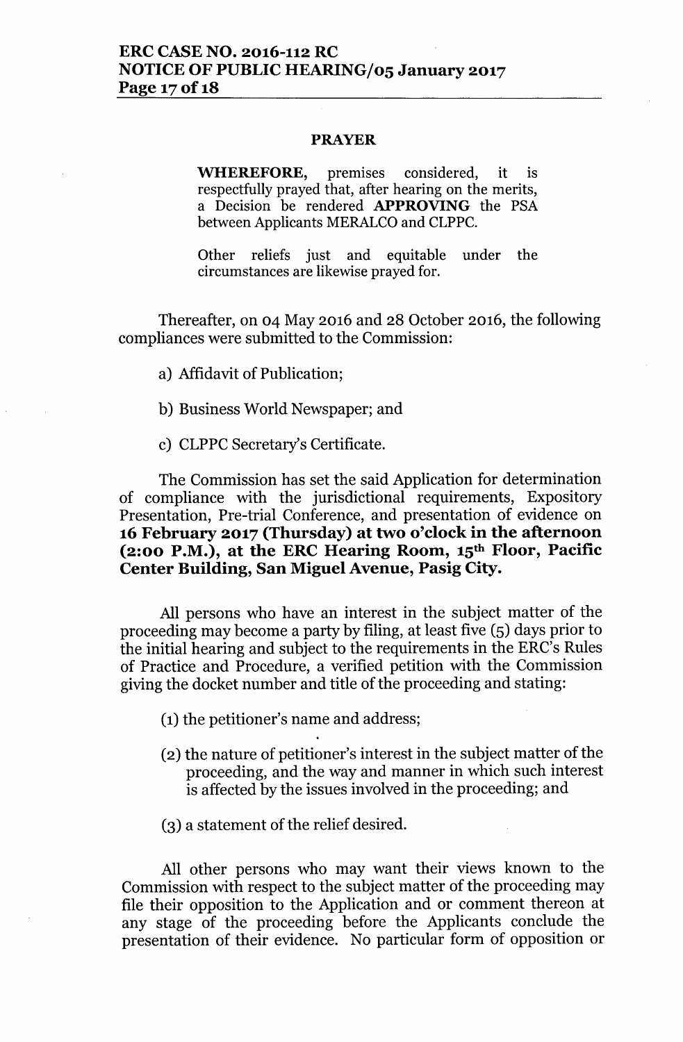## PRAYER

**WHEREFORE,** premises considered, it is respectfully prayed that, after hearing on the merits, a Decision be rendered **APPROVING** the PSA between Applicants MERALCO and CLPPC.

Other reliefs just and equitable under the circumstances are likewise prayed for.

Thereafter, on 04 May 2016 and 28 October 2016, the following compliances were submitted to the Commission:

a) Affidavit of Publication;

b) Business World Newspaper; and

c) CLPPC Secretary's Certificate.

The Commission has set the said Application for determination of compliance with the jurisdictional requirements, Expository Presentation, Pre-trial Conference, and presentation of evidence on **16 February 2017 (Thursday) at two o'clock in the afternoon (2:00 P.M.), at the ERC Hearing Room, 15th Floor, Pacific Center Building, San Miguel Avenue, Pasig City.**

All persons who have an interest in the subject matter of the proceeding may become a party by filing, at least five (5) days prior to the initial hearing and subject to the requirements in the ERC's Rules of Practice and Procedure, a verified petition with the Commission giving the docket number and title of the proceeding and stating:

(1) the petitioner's name and address;

(2) the nature of petitioner's interest in the subject matter of the proceeding, and the way and manner in which such interest is affected by the issues involved in the proceeding; and

(3) a statement of the relief desired.

All other persons who may want their views known to the Commission with respect to the subject matter of the proceeding may file their opposition to the Application and or comment thereon at any stage of the proceeding before the Applicants conclude the presentation of their evidence. No particular form of opposition or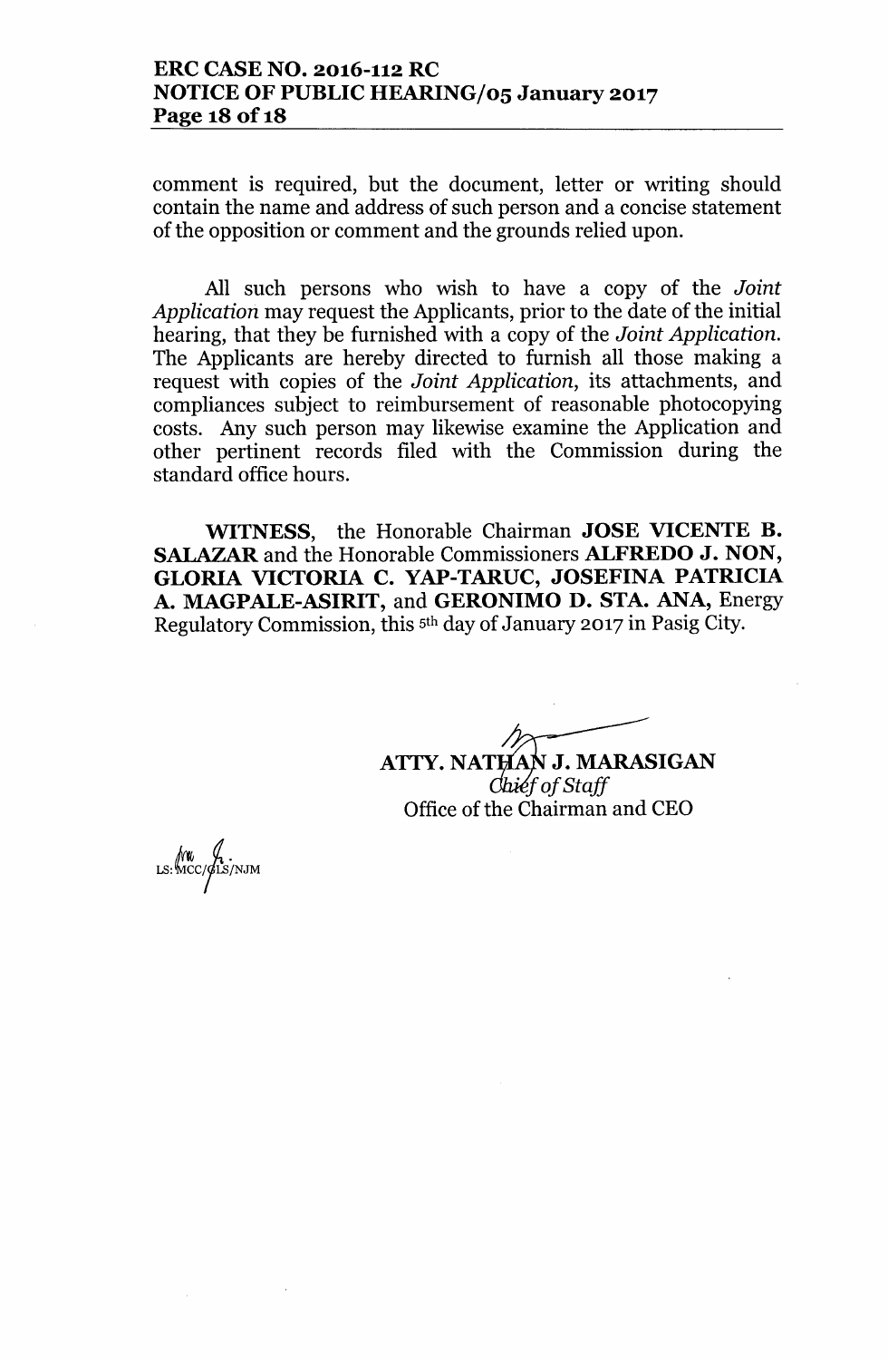comment is required, but the document, letter or writing should contain the name and address of such person and a concise statement of the opposition or comment and the grounds relied upon.

All such persons who wish to have a copy of the *Joint Application* may request the Applicants, prior to the date of the initial hearing, that they be furnished with a copy of the *Joint Application*. The Applicants are hereby directed to furnish all those making a request with copies of the *Joint Application*, its attachments, and compliances subject to reimbursement of reasonable photocopying costs. Any such person may likewise examine the Application and other pertinent records filed with the Commission during the standard office hours.

**WITNESS**, the Honorable Chairman **JOSE VICENTE B. SALAZAR** and the Honorable Commissioners **ALFREDO J. NON, GLORIA VICTORIA C. YAP-TARUC, JOSEFINA PATRICIA A. MAGPALE-ASIRIT,** and **GERONIMO D. STA. ANA,** Energy Regulatory Commission, this 5th day of January 2017 in Pasig City.

**ATTY. NATHAN J. MARASIGAN**
*Chief of Staff*
Office of the Chairman and CEO

LS:MCC/GLS/NJM